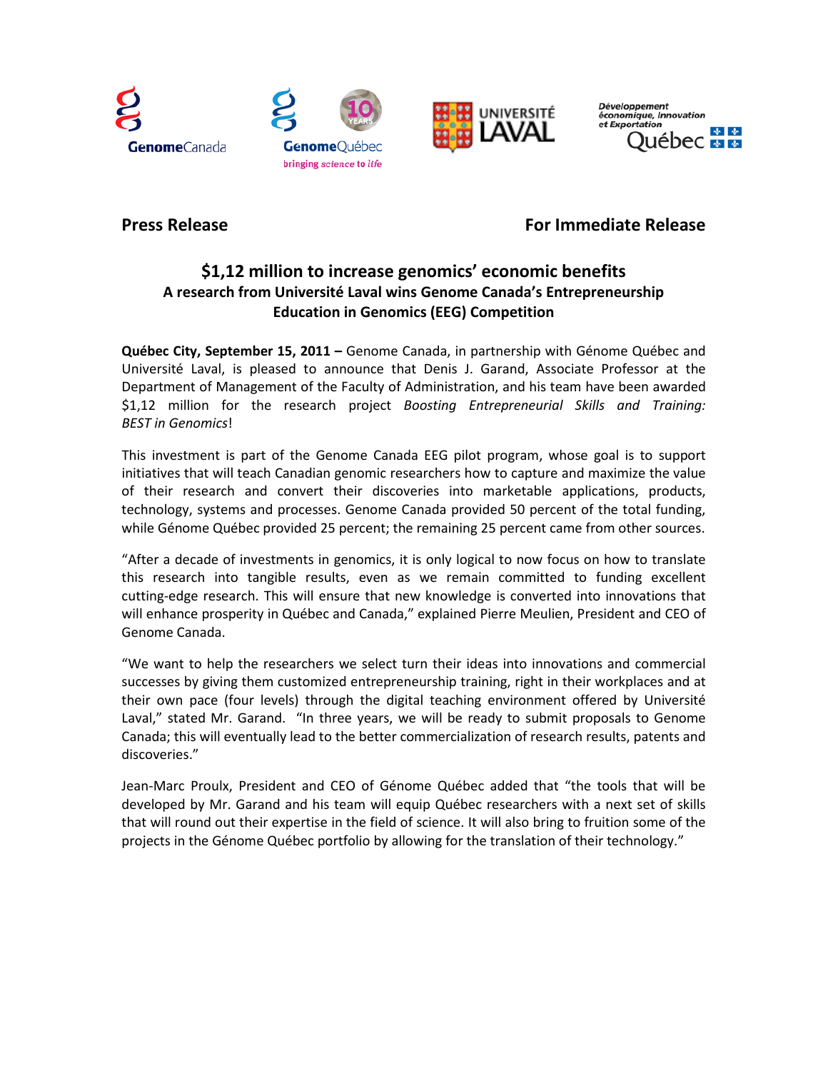**Press Release** **For Immediate Release**

## $1,12 million to increase genomics' economic benefits

### A research from Université Laval wins Genome Canada's Entrepreneurship Education in Genomics (EEG) Competition

**Québec City, September 15, 2011 –** Genome Canada, in partnership with Génome Québec and Université Laval, is pleased to announce that Denis J. Garand, Associate Professor at the Department of Management of the Faculty of Administration, and his team have been awarded $1,12 million for the research project *Boosting Entrepreneurial Skills and Training: BEST in Genomics*!

This investment is part of the Genome Canada EEG pilot program, whose goal is to support initiatives that will teach Canadian genomic researchers how to capture and maximize the value of their research and convert their discoveries into marketable applications, products, technology, systems and processes. Genome Canada provided 50 percent of the total funding, while Génome Québec provided 25 percent; the remaining 25 percent came from other sources.

"After a decade of investments in genomics, it is only logical to now focus on how to translate this research into tangible results, even as we remain committed to funding excellent cutting-edge research. This will ensure that new knowledge is converted into innovations that will enhance prosperity in Québec and Canada," explained Pierre Meulien, President and CEO of Genome Canada.

"We want to help the researchers we select turn their ideas into innovations and commercial successes by giving them customized entrepreneurship training, right in their workplaces and at their own pace (four levels) through the digital teaching environment offered by Université Laval," stated Mr. Garand. "In three years, we will be ready to submit proposals to Genome Canada; this will eventually lead to the better commercialization of research results, patents and discoveries."

Jean-Marc Proulx, President and CEO of Génome Québec added that "the tools that will be developed by Mr. Garand and his team will equip Québec researchers with a next set of skills that will round out their expertise in the field of science. It will also bring to fruition some of the projects in the Génome Québec portfolio by allowing for the translation of their technology."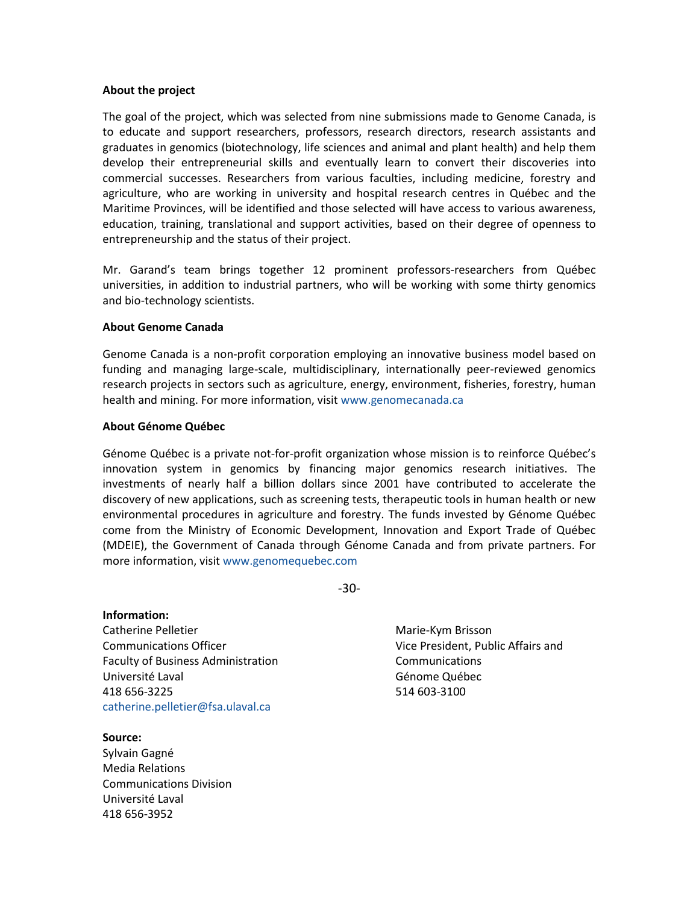**About the project**

The goal of the project, which was selected from nine submissions made to Genome Canada, is to educate and support researchers, professors, research directors, research assistants and graduates in genomics (biotechnology, life sciences and animal and plant health) and help them develop their entrepreneurial skills and eventually learn to convert their discoveries into commercial successes. Researchers from various faculties, including medicine, forestry and agriculture, who are working in university and hospital research centres in Québec and the Maritime Provinces, will be identified and those selected will have access to various awareness, education, training, translational and support activities, based on their degree of openness to entrepreneurship and the status of their project.

Mr. Garand's team brings together 12 prominent professors-researchers from Québec universities, in addition to industrial partners, who will be working with some thirty genomics and bio-technology scientists.

**About Genome Canada**

Genome Canada is a non-profit corporation employing an innovative business model based on funding and managing large-scale, multidisciplinary, internationally peer-reviewed genomics research projects in sectors such as agriculture, energy, environment, fisheries, forestry, human health and mining. For more information, visit www.genomecanada.ca

**About Génome Québec**

Génome Québec is a private not-for-profit organization whose mission is to reinforce Québec's innovation system in genomics by financing major genomics research initiatives. The investments of nearly half a billion dollars since 2001 have contributed to accelerate the discovery of new applications, such as screening tests, therapeutic tools in human health or new environmental procedures in agriculture and forestry. The funds invested by Génome Québec come from the Ministry of Economic Development, Innovation and Export Trade of Québec (MDEIE), the Government of Canada through Génome Canada and from private partners. For more information, visit www.genomequebec.com

-30-

**Information:**

Catherine Pelletier
Communications Officer
Faculty of Business Administration
Université Laval
418 656-3225
catherine.pelletier@fsa.ulaval.ca

Marie-Kym Brisson
Vice President, Public Affairs and Communications
Génome Québec
514 603-3100

**Source:**

Sylvain Gagné
Media Relations
Communications Division
Université Laval
418 656-3952